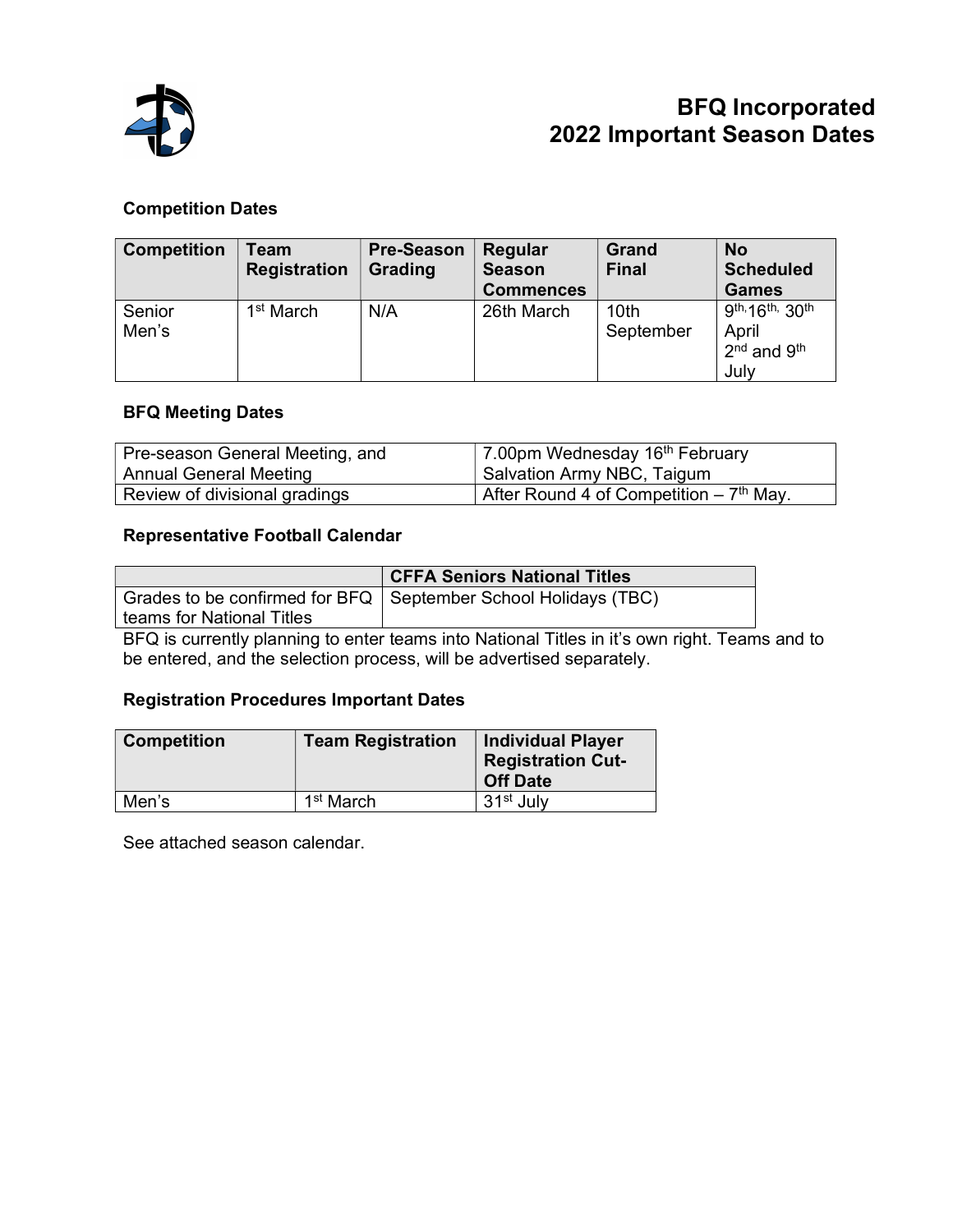# BFQ Incorporated
# 2022 Important Season Dates

### Competition Dates

| Competition | Team Registration | Pre-Season Grading | Regular Season Commences | Grand Final | No Scheduled Games |
|---|---|---|---|---|---|
| Senior Men's | 1st March | N/A | 26th March | 10th September | 9th, 16th, 30th April 2nd and 9th July |

### BFQ Meeting Dates

| Pre-season General Meeting, and Annual General Meeting | 7.00pm Wednesday 16th February Salvation Army NBC, Taigum |
|---|---|
| Review of divisional gradings | After Round 4 of Competition – 7th May. |

### Representative Football Calendar

| | CFFA Seniors National Titles |
|---|---|
| Grades to be confirmed for BFQ teams for National Titles | September School Holidays (TBC) |

BFQ is currently planning to enter teams into National Titles in it's own right. Teams and to be entered, and the selection process, will be advertised separately.

### Registration Procedures Important Dates

| Competition | Team Registration | Individual Player Registration Cut-Off Date |
|---|---|---|
| Men's | 1st March | 31st July |

See attached season calendar.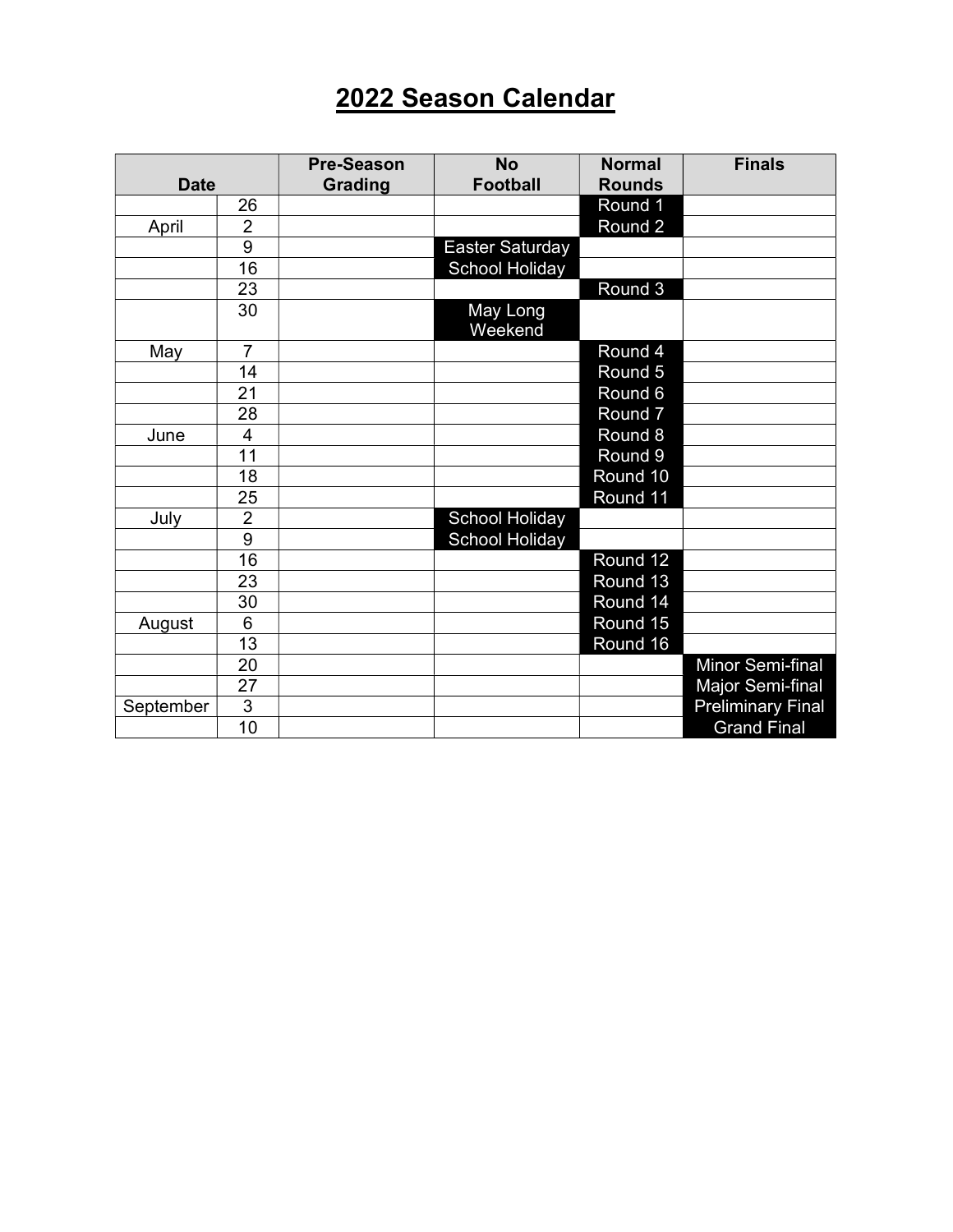# 2022 Season Calendar

| Date | | Pre-Season Grading | No Football | Normal Rounds | Finals |
|---|---|---|---|---|---|
| | 26 | | | Round 1 | |
| April | 2 | | | Round 2 | |
| | 9 | | Easter Saturday | | |
| | 16 | | School Holiday | | |
| | 23 | | | Round 3 | |
| | 30 | | May Long Weekend | | |
| May | 7 | | | Round 4 | |
| | 14 | | | Round 5 | |
| | 21 | | | Round 6 | |
| | 28 | | | Round 7 | |
| June | 4 | | | Round 8 | |
| | 11 | | | Round 9 | |
| | 18 | | | Round 10 | |
| | 25 | | | Round 11 | |
| July | 2 | | School Holiday | | |
| | 9 | | School Holiday | | |
| | 16 | | | Round 12 | |
| | 23 | | | Round 13 | |
| | 30 | | | Round 14 | |
| August | 6 | | | Round 15 | |
| | 13 | | | Round 16 | |
| | 20 | | | | Minor Semi-final |
| | 27 | | | | Major Semi-final |
| September | 3 | | | | Preliminary Final |
| | 10 | | | | Grand Final |